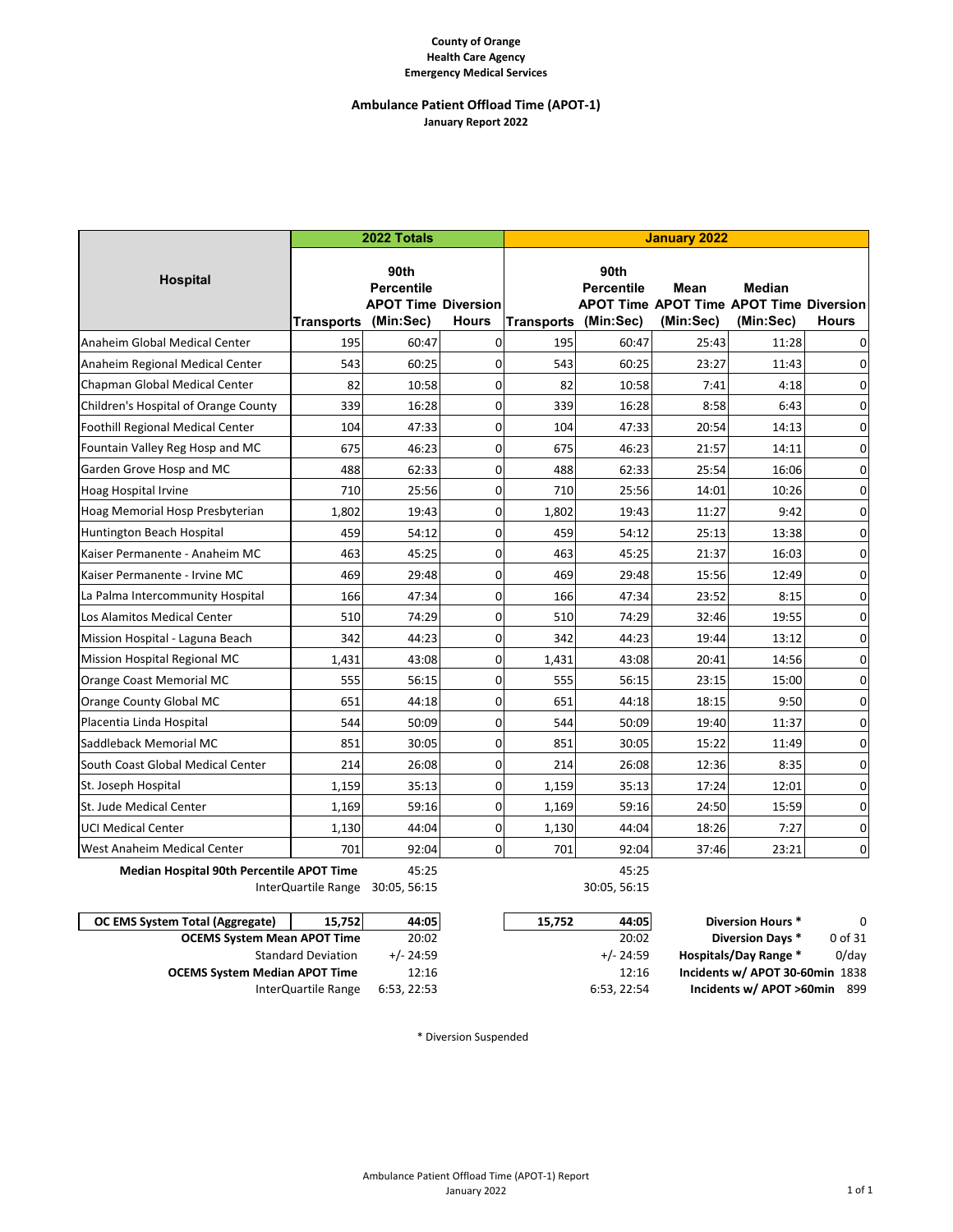**County of Orange**
**Health Care Agency**
**Emergency Medical Services**

## Ambulance Patient Offload Time (APOT-1)

**January Report 2022**

| Hospital | 2022 Totals | | | January 2022 | | | | |
|---|---|---|---|---|---|---|---|---|
| | Transports | 90th Percentile APOT Time (Min:Sec) | Diversion Hours | Transports | 90th Percentile APOT Time (Min:Sec) | Mean APOT Time (Min:Sec) | Median APOT Time (Min:Sec) | Diversion Hours |
| Anaheim Global Medical Center | 195 | 60:47 | 0 | 195 | 60:47 | 25:43 | 11:28 | 0 |
| Anaheim Regional Medical Center | 543 | 60:25 | 0 | 543 | 60:25 | 23:27 | 11:43 | 0 |
| Chapman Global Medical Center | 82 | 10:58 | 0 | 82 | 10:58 | 7:41 | 4:18 | 0 |
| Children's Hospital of Orange County | 339 | 16:28 | 0 | 339 | 16:28 | 8:58 | 6:43 | 0 |
| Foothill Regional Medical Center | 104 | 47:33 | 0 | 104 | 47:33 | 20:54 | 14:13 | 0 |
| Fountain Valley Reg Hosp and MC | 675 | 46:23 | 0 | 675 | 46:23 | 21:57 | 14:11 | 0 |
| Garden Grove Hosp and MC | 488 | 62:33 | 0 | 488 | 62:33 | 25:54 | 16:06 | 0 |
| Hoag Hospital Irvine | 710 | 25:56 | 0 | 710 | 25:56 | 14:01 | 10:26 | 0 |
| Hoag Memorial Hosp Presbyterian | 1,802 | 19:43 | 0 | 1,802 | 19:43 | 11:27 | 9:42 | 0 |
| Huntington Beach Hospital | 459 | 54:12 | 0 | 459 | 54:12 | 25:13 | 13:38 | 0 |
| Kaiser Permanente - Anaheim MC | 463 | 45:25 | 0 | 463 | 45:25 | 21:37 | 16:03 | 0 |
| Kaiser Permanente - Irvine MC | 469 | 29:48 | 0 | 469 | 29:48 | 15:56 | 12:49 | 0 |
| La Palma Intercommunity Hospital | 166 | 47:34 | 0 | 166 | 47:34 | 23:52 | 8:15 | 0 |
| Los Alamitos Medical Center | 510 | 74:29 | 0 | 510 | 74:29 | 32:46 | 19:55 | 0 |
| Mission Hospital - Laguna Beach | 342 | 44:23 | 0 | 342 | 44:23 | 19:44 | 13:12 | 0 |
| Mission Hospital Regional MC | 1,431 | 43:08 | 0 | 1,431 | 43:08 | 20:41 | 14:56 | 0 |
| Orange Coast Memorial MC | 555 | 56:15 | 0 | 555 | 56:15 | 23:15 | 15:00 | 0 |
| Orange County Global MC | 651 | 44:18 | 0 | 651 | 44:18 | 18:15 | 9:50 | 0 |
| Placentia Linda Hospital | 544 | 50:09 | 0 | 544 | 50:09 | 19:40 | 11:37 | 0 |
| Saddleback Memorial MC | 851 | 30:05 | 0 | 851 | 30:05 | 15:22 | 11:49 | 0 |
| South Coast Global Medical Center | 214 | 26:08 | 0 | 214 | 26:08 | 12:36 | 8:35 | 0 |
| St. Joseph Hospital | 1,159 | 35:13 | 0 | 1,159 | 35:13 | 17:24 | 12:01 | 0 |
| St. Jude Medical Center | 1,169 | 59:16 | 0 | 1,169 | 59:16 | 24:50 | 15:59 | 0 |
| UCI Medical Center | 1,130 | 44:04 | 0 | 1,130 | 44:04 | 18:26 | 7:27 | 0 |
| West Anaheim Medical Center | 701 | 92:04 | 0 | 701 | 92:04 | 37:46 | 23:21 | 0 |
| **Median Hospital 90th Percentile APOT Time** | | 45:25 | | | 45:25 | | | |
| InterQuartile Range | | 30:05, 56:15 | | | 30:05, 56:15 | | | |

| | 2022 Totals | | January 2022 | | | |
|---|---|---|---|---|---|---|
| **OC EMS System Total (Aggregate)** | 15,752 | **44:05** | 15,752 | **44:05** | **Diversion Hours *** | 0 |
| **OCEMS System Mean APOT Time** | | 20:02 | | 20:02 | **Diversion Days *** | 0 of 31 |
| Standard Deviation | | +/- 24:59 | | +/- 24:59 | **Hospitals/Day Range *** | 0/day |
| **OCEMS System Median APOT Time** | | 12:16 | | 12:16 | **Incidents w/ APOT 30-60min** | 1838 |
| InterQuartile Range | | 6:53, 22:53 | | 6:53, 22:54 | **Incidents w/ APOT >60min** | 899 |

* Diversion Suspended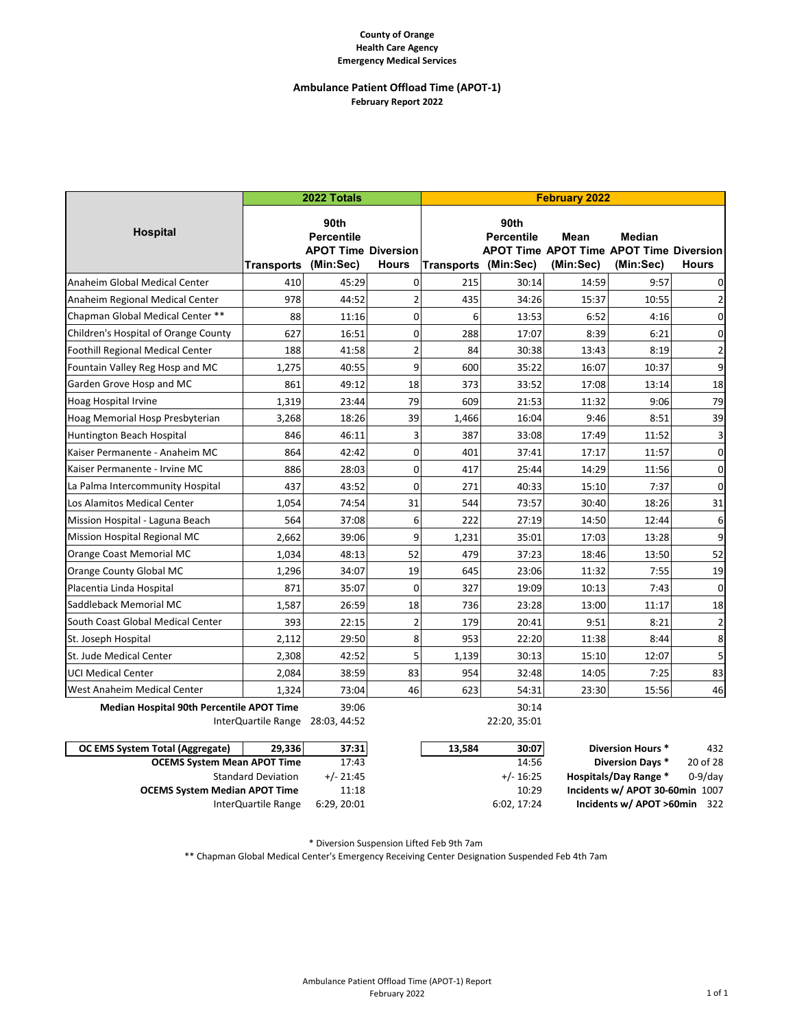**County of Orange**
**Health Care Agency**
**Emergency Medical Services**

## Ambulance Patient Offload Time (APOT-1)

**February Report 2022**

| Hospital | 2022 Totals | | | February 2022 | | | | |
|---|---|---|---|---|---|---|---|---|
| | Transports | 90th Percentile APOT Time (Min:Sec) | Diversion Hours | Transports | 90th Percentile APOT Time (Min:Sec) | Mean APOT Time (Min:Sec) | Median APOT Time (Min:Sec) | Diversion Hours |
| Anaheim Global Medical Center | 410 | 45:29 | 0 | 215 | 30:14 | 14:59 | 9:57 | 0 |
| Anaheim Regional Medical Center | 978 | 44:52 | 2 | 435 | 34:26 | 15:37 | 10:55 | 2 |
| Chapman Global Medical Center ** | 88 | 11:16 | 0 | 6 | 13:53 | 6:52 | 4:16 | 0 |
| Children's Hospital of Orange County | 627 | 16:51 | 0 | 288 | 17:07 | 8:39 | 6:21 | 0 |
| Foothill Regional Medical Center | 188 | 41:58 | 2 | 84 | 30:38 | 13:43 | 8:19 | 2 |
| Fountain Valley Reg Hosp and MC | 1,275 | 40:55 | 9 | 600 | 35:22 | 16:07 | 10:37 | 9 |
| Garden Grove Hosp and MC | 861 | 49:12 | 18 | 373 | 33:52 | 17:08 | 13:14 | 18 |
| Hoag Hospital Irvine | 1,319 | 23:44 | 79 | 609 | 21:53 | 11:32 | 9:06 | 79 |
| Hoag Memorial Hosp Presbyterian | 3,268 | 18:26 | 39 | 1,466 | 16:04 | 9:46 | 8:51 | 39 |
| Huntington Beach Hospital | 846 | 46:11 | 3 | 387 | 33:08 | 17:49 | 11:52 | 3 |
| Kaiser Permanente - Anaheim MC | 864 | 42:42 | 0 | 401 | 37:41 | 17:17 | 11:57 | 0 |
| Kaiser Permanente - Irvine MC | 886 | 28:03 | 0 | 417 | 25:44 | 14:29 | 11:56 | 0 |
| La Palma Intercommunity Hospital | 437 | 43:52 | 0 | 271 | 40:33 | 15:10 | 7:37 | 0 |
| Los Alamitos Medical Center | 1,054 | 74:54 | 31 | 544 | 73:57 | 30:40 | 18:26 | 31 |
| Mission Hospital - Laguna Beach | 564 | 37:08 | 6 | 222 | 27:19 | 14:50 | 12:44 | 6 |
| Mission Hospital Regional MC | 2,662 | 39:06 | 9 | 1,231 | 35:01 | 17:03 | 13:28 | 9 |
| Orange Coast Memorial MC | 1,034 | 48:13 | 52 | 479 | 37:23 | 18:46 | 13:50 | 52 |
| Orange County Global MC | 1,296 | 34:07 | 19 | 645 | 23:06 | 11:32 | 7:55 | 19 |
| Placentia Linda Hospital | 871 | 35:07 | 0 | 327 | 19:09 | 10:13 | 7:43 | 0 |
| Saddleback Memorial MC | 1,587 | 26:59 | 18 | 736 | 23:28 | 13:00 | 11:17 | 18 |
| South Coast Global Medical Center | 393 | 22:15 | 2 | 179 | 20:41 | 9:51 | 8:21 | 2 |
| St. Joseph Hospital | 2,112 | 29:50 | 8 | 953 | 22:20 | 11:38 | 8:44 | 8 |
| St. Jude Medical Center | 2,308 | 42:52 | 5 | 1,139 | 30:13 | 15:10 | 12:07 | 5 |
| UCI Medical Center | 2,084 | 38:59 | 83 | 954 | 32:48 | 14:05 | 7:25 | 83 |
| West Anaheim Medical Center | 1,324 | 73:04 | 46 | 623 | 54:31 | 23:30 | 15:56 | 46 |
| **Median Hospital 90th Percentile APOT Time** | | 39:06 | | | 30:14 | | | |
| InterQuartile Range | | 28:03, 44:52 | | | 22:20, 35:01 | | | |

| | 2022 Totals | | February 2022 | | | |
|---|---|---|---|---|---|---|
| **OC EMS System Total (Aggregate)** | **29,336** | **37:31** | **13,584** | **30:07** | **Diversion Hours *** | 432 |
| **OCEMS System Mean APOT Time** | | 17:43 | | 14:56 | **Diversion Days *** | 20 of 28 |
| Standard Deviation | | +/- 21:45 | | +/- 16:25 | **Hospitals/Day Range *** | 0-9/day |
| **OCEMS System Median APOT Time** | | 11:18 | | 10:29 | **Incidents w/ APOT 30-60min** | 1007 |
| InterQuartile Range | | 6:29, 20:01 | | 6:02, 17:24 | **Incidents w/ APOT >60min** | 322 |

* Diversion Suspension Lifted Feb 9th 7am

** Chapman Global Medical Center's Emergency Receiving Center Designation Suspended Feb 4th 7am

Ambulance Patient Offload Time (APOT-1) Report
February 2022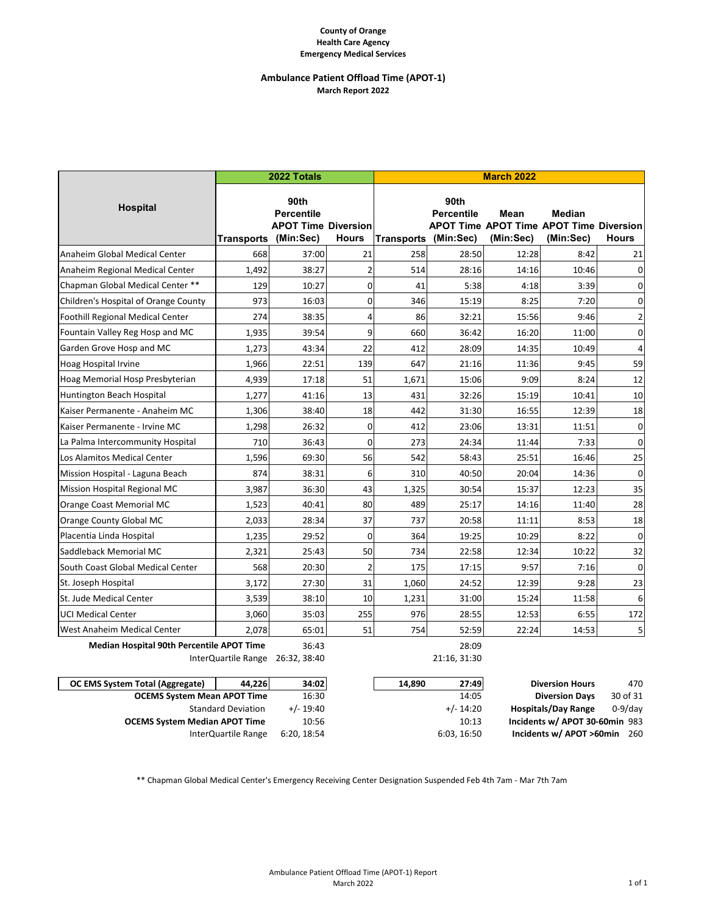**County of Orange**
**Health Care Agency**
**Emergency Medical Services**

## Ambulance Patient Offload Time (APOT-1)

**March Report 2022**

| Hospital | 2022 Totals | | | March 2022 | | | | |
|---|---|---|---|---|---|---|---|---|
| | Transports | 90th Percentile APOT Time (Min:Sec) | Diversion Hours | Transports | 90th Percentile APOT Time (Min:Sec) | Mean APOT Time (Min:Sec) | Median APOT Time (Min:Sec) | Diversion Hours |
| Anaheim Global Medical Center | 668 | 37:00 | 21 | 258 | 28:50 | 12:28 | 8:42 | 21 |
| Anaheim Regional Medical Center | 1,492 | 38:27 | 2 | 514 | 28:16 | 14:16 | 10:46 | 0 |
| Chapman Global Medical Center ** | 129 | 10:27 | 0 | 41 | 5:38 | 4:18 | 3:39 | 0 |
| Children's Hospital of Orange County | 973 | 16:03 | 0 | 346 | 15:19 | 8:25 | 7:20 | 0 |
| Foothill Regional Medical Center | 274 | 38:35 | 4 | 86 | 32:21 | 15:56 | 9:46 | 2 |
| Fountain Valley Reg Hosp and MC | 1,935 | 39:54 | 9 | 660 | 36:42 | 16:20 | 11:00 | 0 |
| Garden Grove Hosp and MC | 1,273 | 43:34 | 22 | 412 | 28:09 | 14:35 | 10:49 | 4 |
| Hoag Hospital Irvine | 1,966 | 22:51 | 139 | 647 | 21:16 | 11:36 | 9:45 | 59 |
| Hoag Memorial Hosp Presbyterian | 4,939 | 17:18 | 51 | 1,671 | 15:06 | 9:09 | 8:24 | 12 |
| Huntington Beach Hospital | 1,277 | 41:16 | 13 | 431 | 32:26 | 15:19 | 10:41 | 10 |
| Kaiser Permanente - Anaheim MC | 1,306 | 38:40 | 18 | 442 | 31:30 | 16:55 | 12:39 | 18 |
| Kaiser Permanente - Irvine MC | 1,298 | 26:32 | 0 | 412 | 23:06 | 13:31 | 11:51 | 0 |
| La Palma Intercommunity Hospital | 710 | 36:43 | 0 | 273 | 24:34 | 11:44 | 7:33 | 0 |
| Los Alamitos Medical Center | 1,596 | 69:30 | 56 | 542 | 58:43 | 25:51 | 16:46 | 25 |
| Mission Hospital - Laguna Beach | 874 | 38:31 | 6 | 310 | 40:50 | 20:04 | 14:36 | 0 |
| Mission Hospital Regional MC | 3,987 | 36:30 | 43 | 1,325 | 30:54 | 15:37 | 12:23 | 35 |
| Orange Coast Memorial MC | 1,523 | 40:41 | 80 | 489 | 25:17 | 14:16 | 11:40 | 28 |
| Orange County Global MC | 2,033 | 28:34 | 37 | 737 | 20:58 | 11:11 | 8:53 | 18 |
| Placentia Linda Hospital | 1,235 | 29:52 | 0 | 364 | 19:25 | 10:29 | 8:22 | 0 |
| Saddleback Memorial MC | 2,321 | 25:43 | 50 | 734 | 22:58 | 12:34 | 10:22 | 32 |
| South Coast Global Medical Center | 568 | 20:30 | 2 | 175 | 17:15 | 9:57 | 7:16 | 0 |
| St. Joseph Hospital | 3,172 | 27:30 | 31 | 1,060 | 24:52 | 12:39 | 9:28 | 23 |
| St. Jude Medical Center | 3,539 | 38:10 | 10 | 1,231 | 31:00 | 15:24 | 11:58 | 6 |
| UCI Medical Center | 3,060 | 35:03 | 255 | 976 | 28:55 | 12:53 | 6:55 | 172 |
| West Anaheim Medical Center | 2,078 | 65:01 | 51 | 754 | 52:59 | 22:24 | 14:53 | 5 |
| **Median Hospital 90th Percentile APOT Time** | | 36:43 | | | 28:09 | | | |
| InterQuartile Range | | 26:32, 38:40 | | | 21:16, 31:30 | | | |

| | 2022 Totals | | March 2022 | | | |
|---|---|---|---|---|---|---|
| **OC EMS System Total (Aggregate)** | **44,226** | **34:02** | **14,890** | **27:49** | **Diversion Hours** | 470 |
| **OCEMS System Mean APOT Time** | | 16:30 | | 14:05 | **Diversion Days** | 30 of 31 |
| Standard Deviation | | +/- 19:40 | | +/- 14:20 | **Hospitals/Day Range** | 0-9/day |
| **OCEMS System Median APOT Time** | | 10:56 | | 10:13 | **Incidents w/ APOT 30-60min** | 983 |
| InterQuartile Range | | 6:20, 18:54 | | 6:03, 16:50 | **Incidents w/ APOT >60min** | 260 |

** Chapman Global Medical Center's Emergency Receiving Center Designation Suspended Feb 4th 7am - Mar 7th 7am